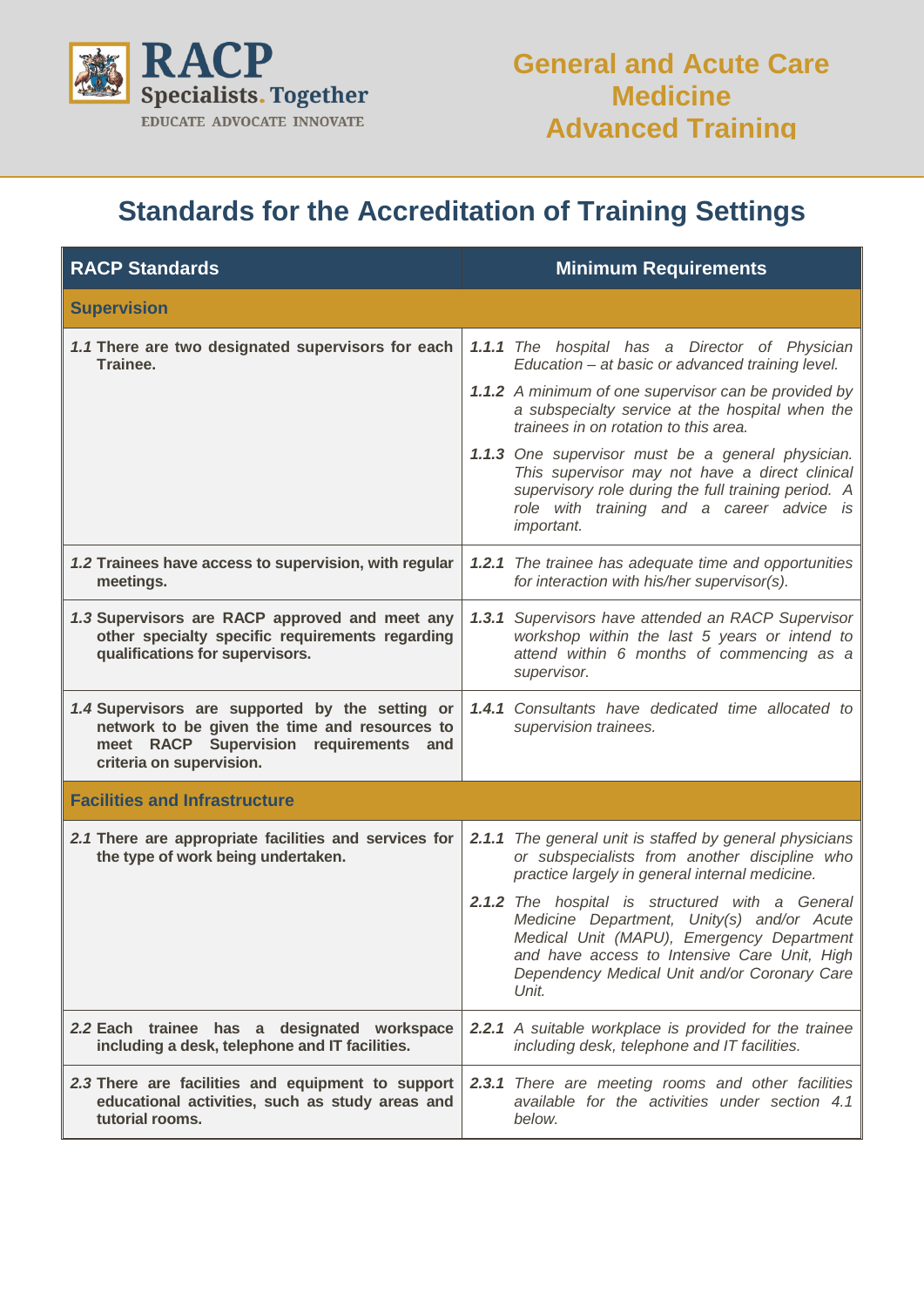RACP
Specialists. Together
EDUCATE ADVOCATE INNOVATE

# General and Acute Care Medicine Advanced Training

## Standards for the Accreditation of Training Settings

| RACP Standards | Minimum Requirements |
|---|---|
| **Supervision** | |
| ***1.1*** **There are two designated supervisors for each Trainee.** | ***1.1.1*** *The hospital has a Director of Physician Education – at basic or advanced training level.* <br> ***1.1.2*** *A minimum of one supervisor can be provided by a subspecialty service at the hospital when the trainees in on rotation to this area.* <br> ***1.1.3*** *One supervisor must be a general physician. This supervisor may not have a direct clinical supervisory role during the full training period. A role with training and a career advice is important.* |
| ***1.2*** **Trainees have access to supervision, with regular meetings.** | ***1.2.1*** *The trainee has adequate time and opportunities for interaction with his/her supervisor(s).* |
| ***1.3*** **Supervisors are RACP approved and meet any other specialty specific requirements regarding qualifications for supervisors.** | ***1.3.1*** *Supervisors have attended an RACP Supervisor workshop within the last 5 years or intend to attend within 6 months of commencing as a supervisor.* |
| ***1.4*** **Supervisors are supported by the setting or network to be given the time and resources to meet RACP Supervision requirements and criteria on supervision.** | ***1.4.1*** *Consultants have dedicated time allocated to supervision trainees.* |
| **Facilities and Infrastructure** | |
| ***2.1*** **There are appropriate facilities and services for the type of work being undertaken.** | ***2.1.1*** *The general unit is staffed by general physicians or subspecialists from another discipline who practice largely in general internal medicine.* <br> ***2.1.2*** *The hospital is structured with a General Medicine Department, Unity(s) and/or Acute Medical Unit (MAPU), Emergency Department and have access to Intensive Care Unit, High Dependency Medical Unit and/or Coronary Care Unit.* |
| ***2.2*** **Each trainee has a designated workspace including a desk, telephone and IT facilities.** | ***2.2.1*** *A suitable workplace is provided for the trainee including desk, telephone and IT facilities.* |
| ***2.3*** **There are facilities and equipment to support educational activities, such as study areas and tutorial rooms.** | ***2.3.1*** *There are meeting rooms and other facilities available for the activities under section 4.1 below.* |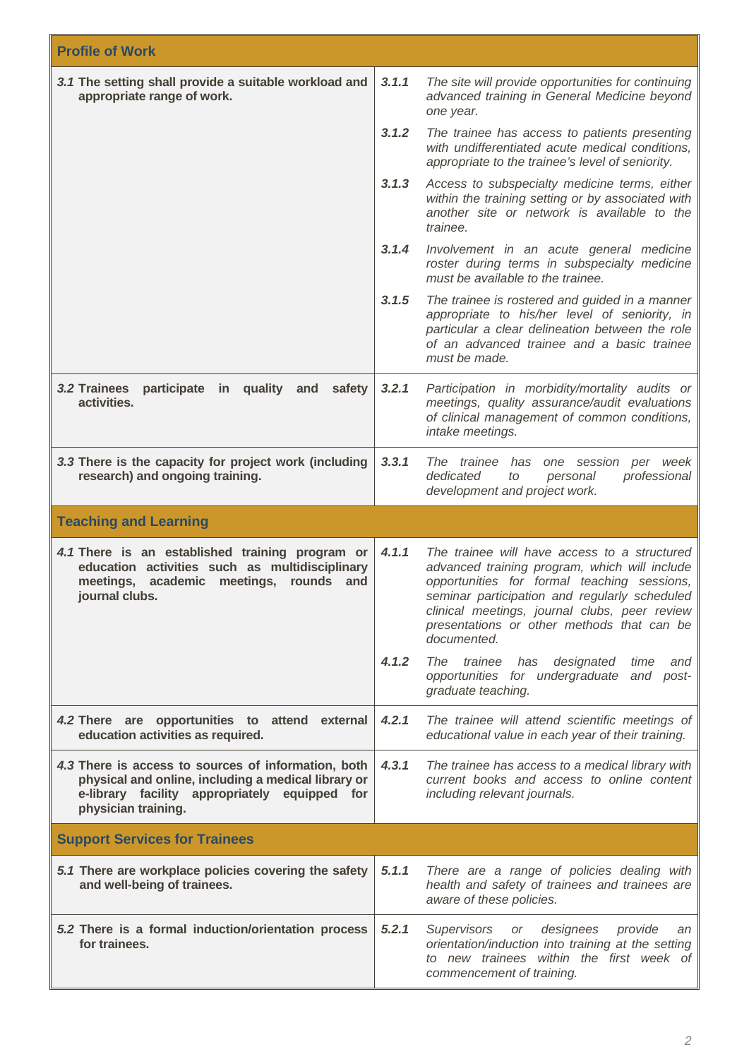| | | |
|---|---|---|
| **Profile of Work** | | |
| **3.1 The setting shall provide a suitable workload and appropriate range of work.** | **3.1.1** | *The site will provide opportunities for continuing advanced training in General Medicine beyond one year.* |
| | **3.1.2** | *The trainee has access to patients presenting with undifferentiated acute medical conditions, appropriate to the trainee's level of seniority.* |
| | **3.1.3** | *Access to subspecialty medicine terms, either within the training setting or by associated with another site or network is available to the trainee.* |
| | **3.1.4** | *Involvement in an acute general medicine roster during terms in subspecialty medicine must be available to the trainee.* |
| | **3.1.5** | *The trainee is rostered and guided in a manner appropriate to his/her level of seniority, in particular a clear delineation between the role of an advanced trainee and a basic trainee must be made.* |
| **3.2 Trainees participate in quality and safety activities.** | **3.2.1** | *Participation in morbidity/mortality audits or meetings, quality assurance/audit evaluations of clinical management of common conditions, intake meetings.* |
| **3.3 There is the capacity for project work (including research) and ongoing training.** | **3.3.1** | *The trainee has one session per week dedicated to personal professional development and project work.* |
| **Teaching and Learning** | | |
| **4.1 There is an established training program or education activities such as multidisciplinary meetings, academic meetings, rounds and journal clubs.** | **4.1.1** | *The trainee will have access to a structured advanced training program, which will include opportunities for formal teaching sessions, seminar participation and regularly scheduled clinical meetings, journal clubs, peer review presentations or other methods that can be documented.* |
| | **4.1.2** | *The trainee has designated time and opportunities for undergraduate and post-graduate teaching.* |
| **4.2 There are opportunities to attend external education activities as required.** | **4.2.1** | *The trainee will attend scientific meetings of educational value in each year of their training.* |
| **4.3 There is access to sources of information, both physical and online, including a medical library or e-library facility appropriately equipped for physician training.** | **4.3.1** | *The trainee has access to a medical library with current books and access to online content including relevant journals.* |
| **Support Services for Trainees** | | |
| **5.1 There are workplace policies covering the safety and well-being of trainees.** | **5.1.1** | *There are a range of policies dealing with health and safety of trainees and trainees are aware of these policies.* |
| **5.2 There is a formal induction/orientation process for trainees.** | **5.2.1** | *Supervisors or designees provide an orientation/induction into training at the setting to new trainees within the first week of commencement of training.* |